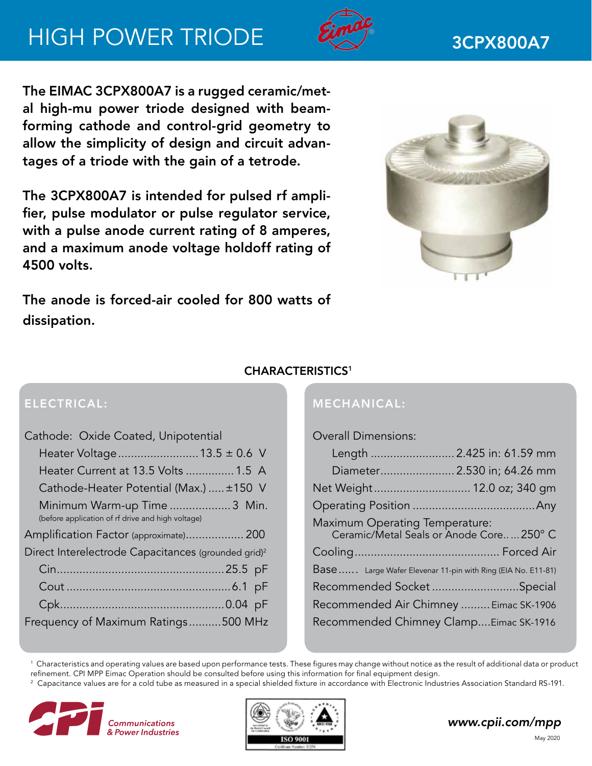# HIGH POWER TRIODE

## 3CPX800A7

**The EIMAC 3CPX800A7 is a rugged ceramic/metal high-mu power triode designed with beam-forming cathode and control-grid geometry to allow the simplicity of design and circuit advantages of a triode with the gain of a tetrode.**

**The 3CPX800A7 is intended for pulsed rf amplifier, pulse modulator or pulse regulator service, with a pulse anode current rating of 8 amperes, and a maximum anode voltage holdoff rating of 4500 volts.**

**The anode is forced-air cooled for 800 watts of dissipation.**

## CHARACTERISTICS[1]

### ELECTRICAL:

| | |
|---|---|
| Cathode: Oxide Coated, Unipotential | |
| Heater Voltage | 13.5 ± 0.6 V |
| Heater Current at 13.5 Volts | 1.5 A |
| Cathode-Heater Potential (Max.) | ±150 V |
| Minimum Warm-up Time (before application of rf drive and high voltage) | 3 Min. |
| Amplification Factor (approximate) | 200 |
| Direct Interelectrode Capacitances (grounded grid)[2] | |
| Cin | 25.5 pF |
| Cout | 6.1 pF |
| Cpk | 0.04 pF |
| Frequency of Maximum Ratings | 500 MHz |

### MECHANICAL:

| | |
|---|---|
| Overall Dimensions: | |
| Length | 2.425 in: 61.59 mm |
| Diameter | 2.530 in; 64.26 mm |
| Net Weight | 12.0 oz; 340 gm |
| Operating Position | Any |
| Maximum Operating Temperature: Ceramic/Metal Seals or Anode Core | 250° C |
| Cooling | Forced Air |
| Base | Large Wafer Elevenar 11-pin with Ring (EIA No. E11-81) |
| Recommended Socket | Special |
| Recommended Air Chimney | Eimac SK-1906 |
| Recommended Chimney Clamp | Eimac SK-1916 |

[1] Characteristics and operating values are based upon performance tests. These figures may change without notice as the result of additional data or product refinement. CPI MPP Eimac Operation should be consulted before using this information for final equipment design.

[2] Capacitance values are for a cold tube as measured in a special shielded fixture in accordance with Electronic Industries Association Standard RS-191.

Communications & Power Industries

ISO 9001

www.cpii.com/mpp

May 2020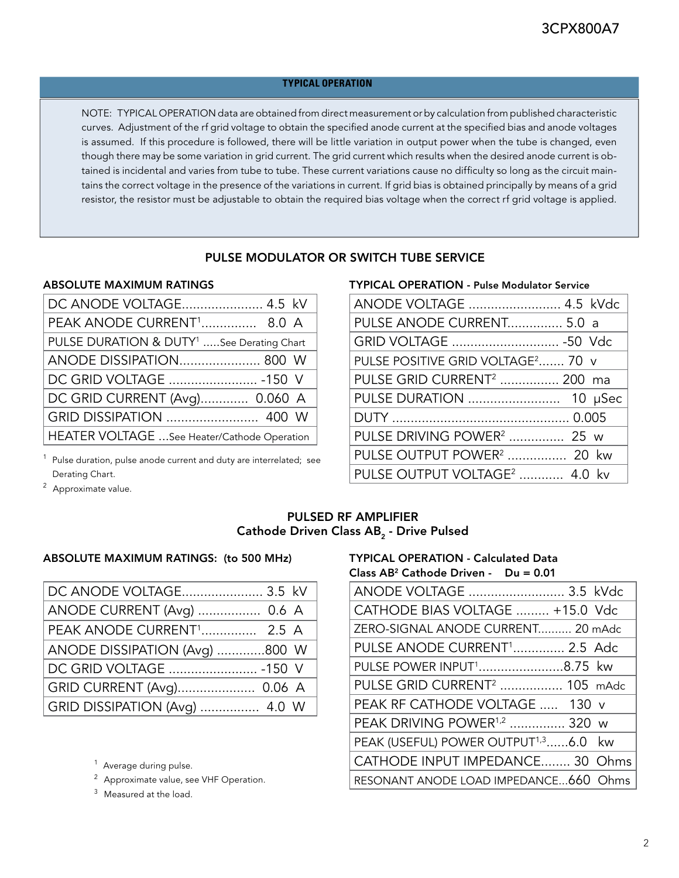## TYPICAL OPERATION

NOTE: TYPICAL OPERATION data are obtained from direct measurement or by calculation from published characteristic curves. Adjustment of the rf grid voltage to obtain the specified anode current at the specified bias and anode voltages is assumed. If this procedure is followed, there will be little variation in output power when the tube is changed, even though there may be some variation in grid current. The grid current which results when the desired anode current is obtained is incidental and varies from tube to tube. These current variations cause no difficulty so long as the circuit maintains the correct voltage in the presence of the variations in current. If grid bias is obtained principally by means of a grid resistor, the resistor must be adjustable to obtain the required bias voltage when the correct rf grid voltage is applied.

## PULSE MODULATOR OR SWITCH TUBE SERVICE

### ABSOLUTE MAXIMUM RATINGS

| Parameter | Value |
|---|---|
| DC ANODE VOLTAGE | 4.5 kV |
| PEAK ANODE CURRENT[1] | 8.0 A |
| PULSE DURATION & DUTY[1] | See Derating Chart |
| ANODE DISSIPATION | 800 W |
| DC GRID VOLTAGE | -150 V |
| DC GRID CURRENT (Avg) | 0.060 A |
| GRID DISSIPATION | 400 W |
| HEATER VOLTAGE | See Heater/Cathode Operation |

[1] Pulse duration, pulse anode current and duty are interrelated; see Derating Chart.

[2] Approximate value.

### TYPICAL OPERATION - Pulse Modulator Service

| Parameter | Value |
|---|---|
| ANODE VOLTAGE | 4.5 kVdc |
| PULSE ANODE CURRENT | 5.0 a |
| GRID VOLTAGE | -50 Vdc |
| PULSE POSITIVE GRID VOLTAGE[2] | 70 v |
| PULSE GRID CURRENT[2] | 200 ma |
| PULSE DURATION | 10 μSec |
| DUTY | 0.005 |
| PULSE DRIVING POWER[2] | 25 w |
| PULSE OUTPUT POWER[2] | 20 kw |
| PULSE OUTPUT VOLTAGE[2] | 4.0 kv |

## PULSED RF AMPLIFIER
### Cathode Driven Class $AB_2$ - Drive Pulsed

### ABSOLUTE MAXIMUM RATINGS: (to 500 MHz)

| Parameter | Value |
|---|---|
| DC ANODE VOLTAGE | 3.5 kV |
| ANODE CURRENT (Avg) | 0.6 A |
| PEAK ANODE CURRENT[1] | 2.5 A |
| ANODE DISSIPATION (Avg) | 800 W |
| DC GRID VOLTAGE | -150 V |
| GRID CURRENT (Avg) | 0.06 A |
| GRID DISSIPATION (Avg) | 4.0 W |

[1] Average during pulse.

[2] Approximate value, see VHF Operation.

[3] Measured at the load.

### TYPICAL OPERATION - Calculated Data
### Class $AB^2$ Cathode Driven - Du = 0.01

| Parameter | Value |
|---|---|
| ANODE VOLTAGE | 3.5 kVdc |
| CATHODE BIAS VOLTAGE | +15.0 Vdc |
| ZERO-SIGNAL ANODE CURRENT | 20 mAdc |
| PULSE ANODE CURRENT[1] | 2.5 Adc |
| PULSE POWER INPUT[1] | 8.75 kw |
| PULSE GRID CURRENT[2] | 105 mAdc |
| PEAK RF CATHODE VOLTAGE | 130 v |
| PEAK DRIVING POWER[1,2] | 320 w |
| PEAK (USEFUL) POWER OUTPUT[1,3] | 6.0 kw |
| CATHODE INPUT IMPEDANCE | 30 Ohms |
| RESONANT ANODE LOAD IMPEDANCE | 660 Ohms |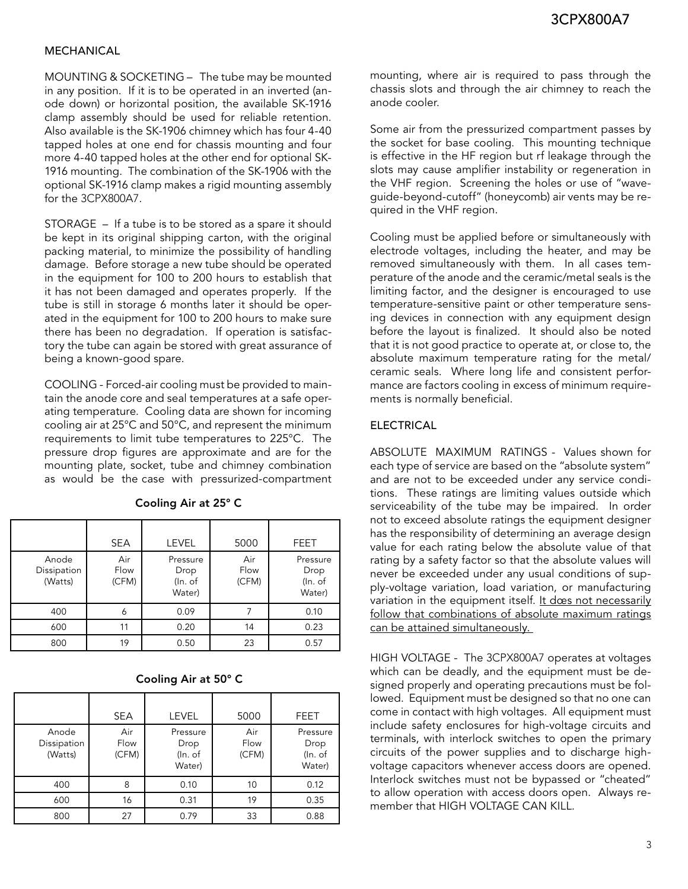## MECHANICAL

MOUNTING & SOCKETING – The tube may be mounted in any position. If it is to be operated in an inverted (anode down) or horizontal position, the available SK-1916 clamp assembly should be used for reliable retention. Also available is the SK-1906 chimney which has four 4-40 tapped holes at one end for chassis mounting and four more 4-40 tapped holes at the other end for optional SK-1916 mounting. The combination of the SK-1906 with the optional SK-1916 clamp makes a rigid mounting assembly for the 3CPX800A7.

STORAGE – If a tube is to be stored as a spare it should be kept in its original shipping carton, with the original packing material, to minimize the possibility of handling damage. Before storage a new tube should be operated in the equipment for 100 to 200 hours to establish that it has not been damaged and operates properly. If the tube is still in storage 6 months later it should be operated in the equipment for 100 to 200 hours to make sure there has been no degradation. If operation is satisfactory the tube can again be stored with great assurance of being a known-good spare.

COOLING - Forced-air cooling must be provided to maintain the anode core and seal temperatures at a safe operating temperature. Cooling data are shown for incoming cooling air at 25°C and 50°C, and represent the minimum requirements to limit tube temperatures to 225°C. The pressure drop figures are approximate and are for the mounting plate, socket, tube and chimney combination as would be the case with pressurized-compartment mounting, where air is required to pass through the chassis slots and through the air chimney to reach the anode cooler.

**Cooling Air at 25° C**

| | SEA | LEVEL | 5000 | FEET |
|---|---|---|---|---|
| Anode Dissipation (Watts) | Air Flow (CFM) | Pressure Drop (In. of Water) | Air Flow (CFM) | Pressure Drop (In. of Water) |
| 400 | 6 | 0.09 | 7 | 0.10 |
| 600 | 11 | 0.20 | 14 | 0.23 |
| 800 | 19 | 0.50 | 23 | 0.57 |

**Cooling Air at 50° C**

| | SEA | LEVEL | 5000 | FEET |
|---|---|---|---|---|
| Anode Dissipation (Watts) | Air Flow (CFM) | Pressure Drop (In. of Water) | Air Flow (CFM) | Pressure Drop (In. of Water) |
| 400 | 8 | 0.10 | 10 | 0.12 |
| 600 | 16 | 0.31 | 19 | 0.35 |
| 800 | 27 | 0.79 | 33 | 0.88 |

Some air from the pressurized compartment passes by the socket for base cooling. This mounting technique is effective in the HF region but rf leakage through the slots may cause amplifier instability or regeneration in the VHF region. Screening the holes or use of "waveguide-beyond-cutoff" (honeycomb) air vents may be required in the VHF region.

Cooling must be applied before or simultaneously with electrode voltages, including the heater, and may be removed simultaneously with them. In all cases temperature of the anode and the ceramic/metal seals is the limiting factor, and the designer is encouraged to use temperature-sensitive paint or other temperature sensing devices in connection with any equipment design before the layout is finalized. It should also be noted that it is not good practice to operate at, or close to, the absolute maximum temperature rating for the metal/ceramic seals. Where long life and consistent performance are factors cooling in excess of minimum requirements is normally beneficial.

## ELECTRICAL

ABSOLUTE MAXIMUM RATINGS - Values shown for each type of service are based on the "absolute system" and are not to be exceeded under any service conditions. These ratings are limiting values outside which serviceability of the tube may be impaired. In order not to exceed absolute ratings the equipment designer has the responsibility of determining an average design value for each rating below the absolute value of that rating by a safety factor so that the absolute values will never be exceeded under any usual conditions of supply-voltage variation, load variation, or manufacturing variation in the equipment itself. <u>It dœs not necessarily follow that combinations of absolute maximum ratings can be attained simultaneously.</u>

HIGH VOLTAGE - The 3CPX800A7 operates at voltages which can be deadly, and the equipment must be designed properly and operating precautions must be followed. Equipment must be designed so that no one can come in contact with high voltages. All equipment must include safety enclosures for high-voltage circuits and terminals, with interlock switches to open the primary circuits of the power supplies and to discharge high-voltage capacitors whenever access doors are opened. Interlock switches must not be bypassed or "cheated" to allow operation with access doors open. Always remember that HIGH VOLTAGE CAN KILL.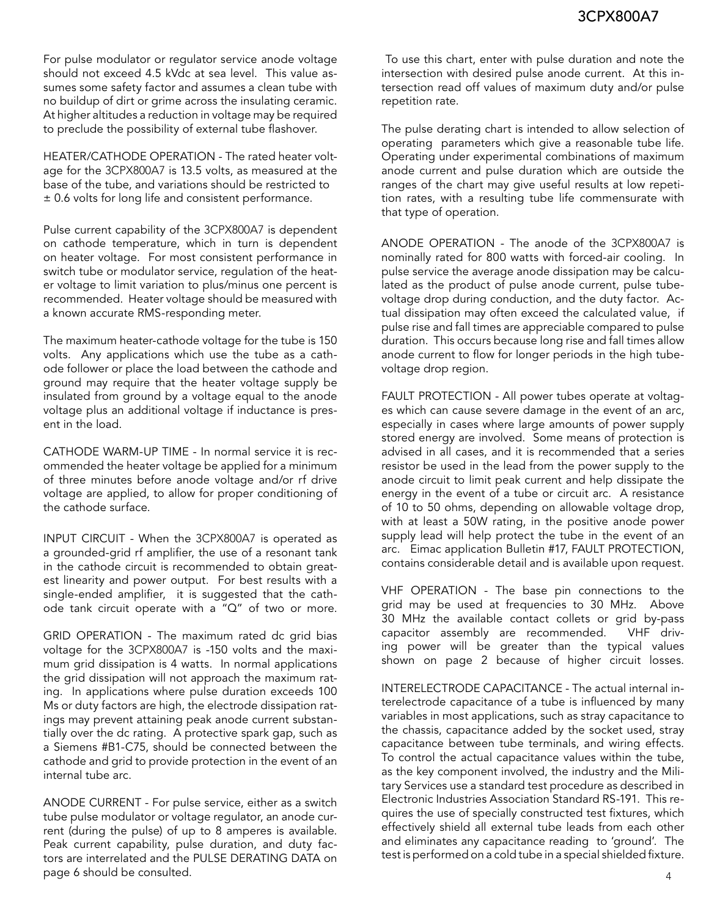For pulse modulator or regulator service anode voltage should not exceed 4.5 kVdc at sea level. This value assumes some safety factor and assumes a clean tube with no buildup of dirt or grime across the insulating ceramic. At higher altitudes a reduction in voltage may be required to preclude the possibility of external tube flashover.

HEATER/CATHODE OPERATION - The rated heater voltage for the 3CPX800A7 is 13.5 volts, as measured at the base of the tube, and variations should be restricted to ± 0.6 volts for long life and consistent performance.

Pulse current capability of the 3CPX800A7 is dependent on cathode temperature, which in turn is dependent on heater voltage. For most consistent performance in switch tube or modulator service, regulation of the heater voltage to limit variation to plus/minus one percent is recommended. Heater voltage should be measured with a known accurate RMS-responding meter.

The maximum heater-cathode voltage for the tube is 150 volts. Any applications which use the tube as a cathode follower or place the load between the cathode and ground may require that the heater voltage supply be insulated from ground by a voltage equal to the anode voltage plus an additional voltage if inductance is present in the load.

CATHODE WARM-UP TIME - In normal service it is recommended the heater voltage be applied for a minimum of three minutes before anode voltage and/or rf drive voltage are applied, to allow for proper conditioning of the cathode surface.

INPUT CIRCUIT - When the 3CPX800A7 is operated as a grounded-grid rf amplifier, the use of a resonant tank in the cathode circuit is recommended to obtain greatest linearity and power output. For best results with a single-ended amplifier, it is suggested that the cathode tank circuit operate with a "Q" of two or more.

GRID OPERATION - The maximum rated dc grid bias voltage for the 3CPX800A7 is -150 volts and the maximum grid dissipation is 4 watts. In normal applications the grid dissipation will not approach the maximum rating. In applications where pulse duration exceeds 100 Ms or duty factors are high, the electrode dissipation ratings may prevent attaining peak anode current substantially over the dc rating. A protective spark gap, such as a Siemens #B1-C75, should be connected between the cathode and grid to provide protection in the event of an internal tube arc.

ANODE CURRENT - For pulse service, either as a switch tube pulse modulator or voltage regulator, an anode current (during the pulse) of up to 8 amperes is available. Peak current capability, pulse duration, and duty factors are interrelated and the PULSE DERATING DATA on page 6 should be consulted.

To use this chart, enter with pulse duration and note the intersection with desired pulse anode current. At this intersection read off values of maximum duty and/or pulse repetition rate.

The pulse derating chart is intended to allow selection of operating parameters which give a reasonable tube life. Operating under experimental combinations of maximum anode current and pulse duration which are outside the ranges of the chart may give useful results at low repetition rates, with a resulting tube life commensurate with that type of operation.

ANODE OPERATION - The anode of the 3CPX800A7 is nominally rated for 800 watts with forced-air cooling. In pulse service the average anode dissipation may be calculated as the product of pulse anode current, pulse tube-voltage drop during conduction, and the duty factor. Actual dissipation may often exceed the calculated value, if pulse rise and fall times are appreciable compared to pulse duration. This occurs because long rise and fall times allow anode current to flow for longer periods in the high tube-voltage drop region.

FAULT PROTECTION - All power tubes operate at voltages which can cause severe damage in the event of an arc, especially in cases where large amounts of power supply stored energy are involved. Some means of protection is advised in all cases, and it is recommended that a series resistor be used in the lead from the power supply to the anode circuit to limit peak current and help dissipate the energy in the event of a tube or circuit arc. A resistance of 10 to 50 ohms, depending on allowable voltage drop, with at least a 50W rating, in the positive anode power supply lead will help protect the tube in the event of an arc. Eimac application Bulletin #17, FAULT PROTECTION, contains considerable detail and is available upon request.

VHF OPERATION - The base pin connections to the grid may be used at frequencies to 30 MHz. Above 30 MHz the available contact collets or grid by-pass capacitor assembly are recommended. VHF driving power will be greater than the typical values shown on page 2 because of higher circuit losses.

INTERELECTRODE CAPACITANCE - The actual internal interelectrode capacitance of a tube is influenced by many variables in most applications, such as stray capacitance to the chassis, capacitance added by the socket used, stray capacitance between tube terminals, and wiring effects. To control the actual capacitance values within the tube, as the key component involved, the industry and the Military Services use a standard test procedure as described in Electronic Industries Association Standard RS-191. This requires the use of specially constructed test fixtures, which effectively shield all external tube leads from each other and eliminates any capacitance reading to 'ground'. The test is performed on a cold tube in a special shielded fixture.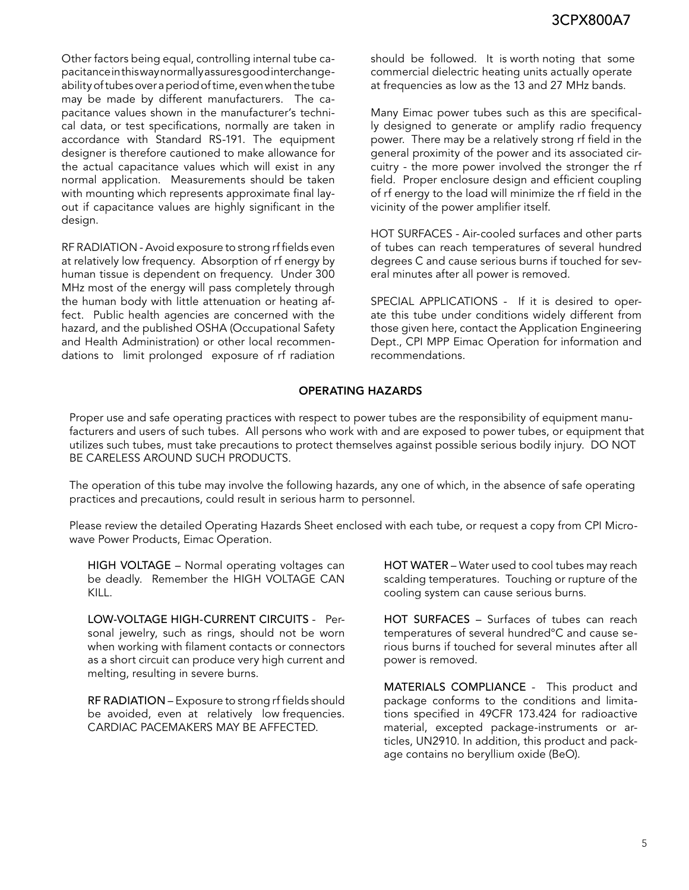Other factors being equal, controlling internal tube capacitance in this way normally assures good interchangeability of tubes over a period of time, even when the tube may be made by different manufacturers. The capacitance values shown in the manufacturer's technical data, or test specifications, normally are taken in accordance with Standard RS-191. The equipment designer is therefore cautioned to make allowance for the actual capacitance values which will exist in any normal application. Measurements should be taken with mounting which represents approximate final layout if capacitance values are highly significant in the design.

RF RADIATION - Avoid exposure to strong rf fields even at relatively low frequency. Absorption of rf energy by human tissue is dependent on frequency. Under 300 MHz most of the energy will pass completely through the human body with little attenuation or heating affect. Public health agencies are concerned with the hazard, and the published OSHA (Occupational Safety and Health Administration) or other local recommendations to limit prolonged exposure of rf radiation should be followed. It is worth noting that some commercial dielectric heating units actually operate at frequencies as low as the 13 and 27 MHz bands.

Many Eimac power tubes such as this are specifically designed to generate or amplify radio frequency power. There may be a relatively strong rf field in the general proximity of the power and its associated circuitry - the more power involved the stronger the rf field. Proper enclosure design and efficient coupling of rf energy to the load will minimize the rf field in the vicinity of the power amplifier itself.

HOT SURFACES - Air-cooled surfaces and other parts of tubes can reach temperatures of several hundred degrees C and cause serious burns if touched for several minutes after all power is removed.

SPECIAL APPLICATIONS - If it is desired to operate this tube under conditions widely different from those given here, contact the Application Engineering Dept., CPI MPP Eimac Operation for information and recommendations.

## OPERATING HAZARDS

Proper use and safe operating practices with respect to power tubes are the responsibility of equipment manufacturers and users of such tubes. All persons who work with and are exposed to power tubes, or equipment that utilizes such tubes, must take precautions to protect themselves against possible serious bodily injury. DO NOT BE CARELESS AROUND SUCH PRODUCTS.

The operation of this tube may involve the following hazards, any one of which, in the absence of safe operating practices and precautions, could result in serious harm to personnel.

Please review the detailed Operating Hazards Sheet enclosed with each tube, or request a copy from CPI Microwave Power Products, Eimac Operation.

HIGH VOLTAGE – Normal operating voltages can be deadly. Remember the HIGH VOLTAGE CAN KILL.

LOW-VOLTAGE HIGH-CURRENT CIRCUITS - Personal jewelry, such as rings, should not be worn when working with filament contacts or connectors as a short circuit can produce very high current and melting, resulting in severe burns.

RF RADIATION – Exposure to strong rf fields should be avoided, even at relatively low frequencies. CARDIAC PACEMAKERS MAY BE AFFECTED.

HOT WATER – Water used to cool tubes may reach scalding temperatures. Touching or rupture of the cooling system can cause serious burns.

HOT SURFACES – Surfaces of tubes can reach temperatures of several hundred°C and cause serious burns if touched for several minutes after all power is removed.

MATERIALS COMPLIANCE - This product and package conforms to the conditions and limitations specified in 49CFR 173.424 for radioactive material, excepted package-instruments or articles, UN2910. In addition, this product and package contains no beryllium oxide (BeO).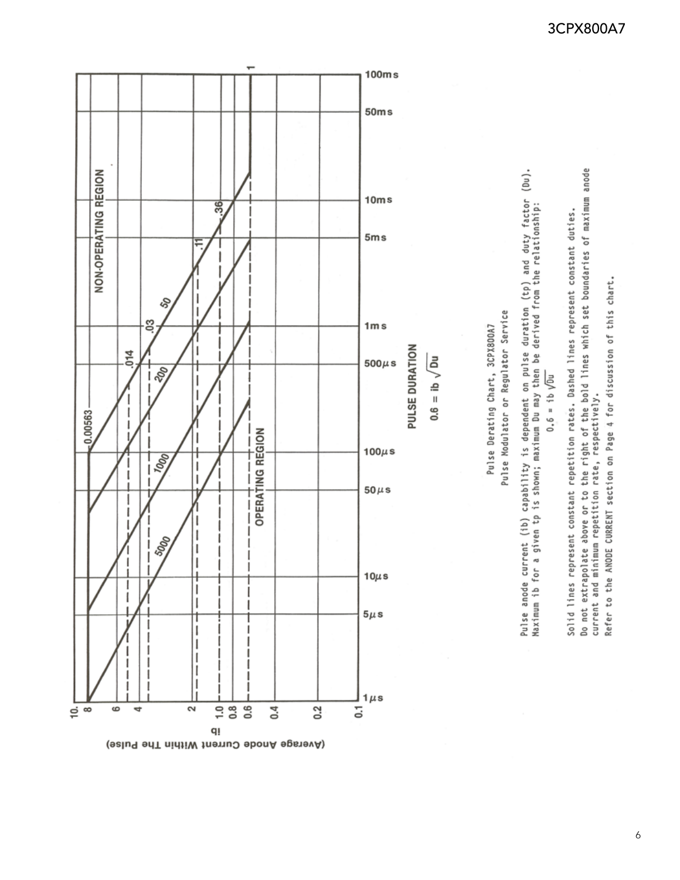PULSE DURATION

$0.6 = ib\sqrt{Du}$

Pulse Derating Chart, 3CPX800A7

Pulse Modulator or Regulator Service

Pulse anode current (ib) capability is dependent on pulse duration (tp) and duty factor (Du). Maximum ib for a given tp is shown; maximum Du may then be derived from the relationship:

$$0.6 = ib\sqrt{Du}$$

Solid lines represent constant repetition rates. Dashed lines represent constant duties. Do not extrapolate above or to the right of the bold lines which set boundaries of maximum anode current and minimum repetition rate, respectively.

Refer to the ANODE CURRENT section on Page 4 for discussion of this chart.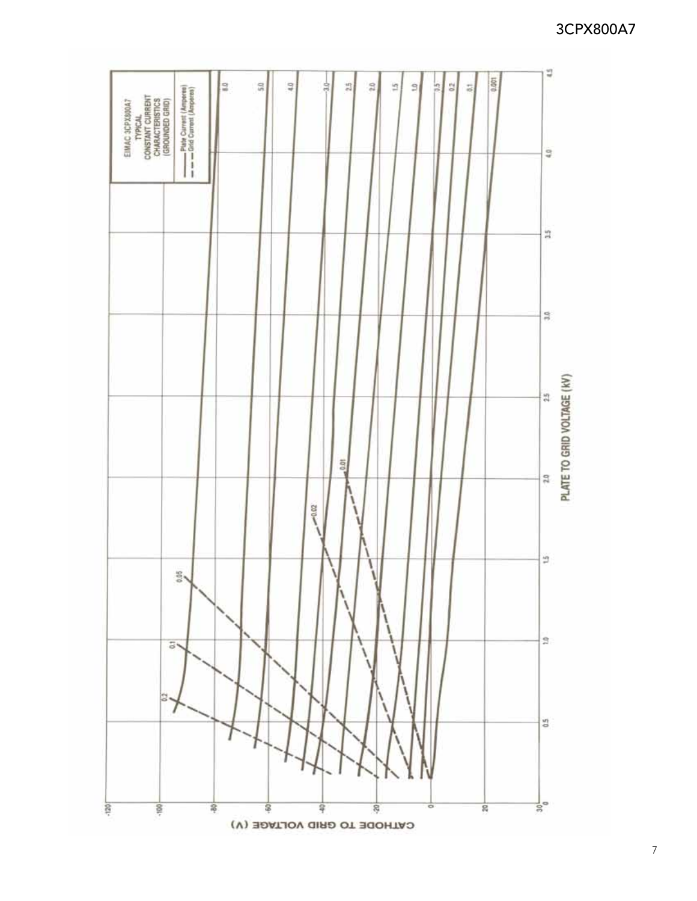EIMAC 3CPX800A7
TYPICAL
CONSTANT CURRENT
CHARACTERISTICS
(GROUNDED GRID)

—— Plate Current (Amperes)
– – – Grid Current (Amperes)

PLATE TO GRID VOLTAGE (kV)

CATHODE TO GRID VOLTAGE (V)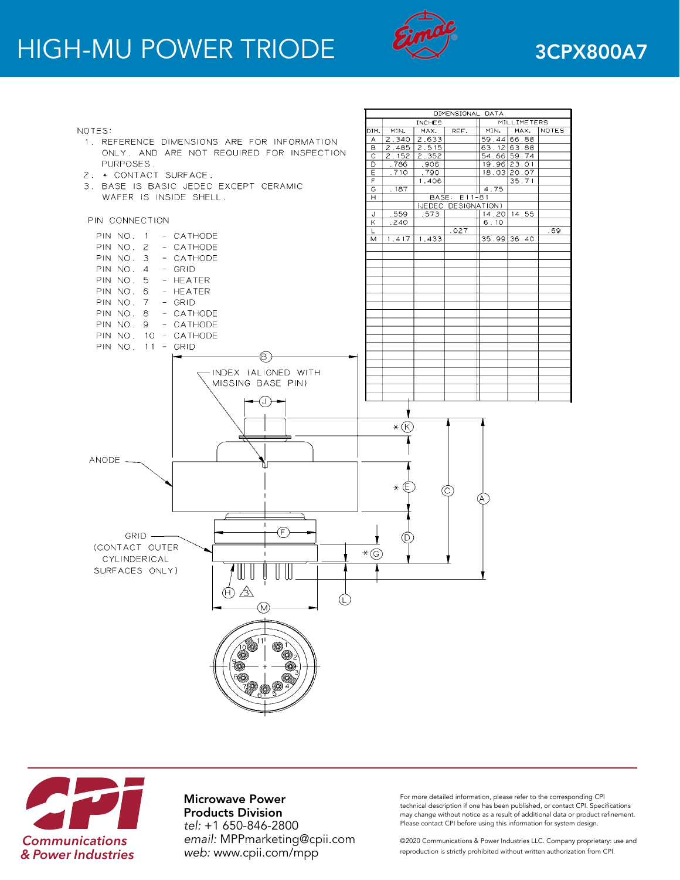# HIGH-MU POWER TRIODE

## 3CPX800A7

NOTES:

1. REFERENCE DIMENSIONS ARE FOR INFORMATION ONLY, AND ARE NOT REQUIRED FOR INSPECTION PURPOSES.
2. * CONTACT SURFACE.
3. BASE IS BASIC JEDEC EXCEPT CERAMIC WAFER IS INSIDE SHELL.

PIN CONNECTION

- PIN NO. 1 - CATHODE
- PIN NO. 2 - CATHODE
- PIN NO. 3 - CATHODE
- PIN NO. 4 - GRID
- PIN NO. 5 - HEATER
- PIN NO. 6 - HEATER
- PIN NO. 7 - GRID
- PIN NO. 8 - CATHODE
- PIN NO. 9 - CATHODE
- PIN NO. 10 - CATHODE
- PIN NO. 11 - GRID

DIMENSIONAL DATA

| DIM. | INCHES | | | MILLIMETERS | | |
|---|---|---|---|---|---|---|
| | MIN. | MAX. | REF. | MIN. | MAX. | NOTES |
| A | 2.340 | 2.633 | | 59.44 | 66.88 | |
| B | 2.485 | 2.515 | | 63.12 | 63.88 | |
| C | 2.152 | 2.352 | | 54.66 | 59.74 | |
| D | .786 | .906 | | 19.96 | 23.01 | |
| E | .710 | .790 | | 18.03 | 20.07 | |
| F | | 1.406 | | | 35.71 | |
| G | .187 | | | 4.75 | | |
| H | BASE: E11-81 (JEDEC DESIGNATION) | | | | | |
| J | .559 | .573 | | 14.20 | 14.55 | |
| K | .240 | | | 6.10 | | |
| L | | | .027 | | | .69 |
| M | 1.417 | 1.433 | | 35.99 | 36.40 | |

INDEX (ALIGNED WITH MISSING BASE PIN)

ANODE

GRID (CONTACT OUTER CYLINDERICAL SURFACES ONLY)

**Microwave Power Products Division**
*tel:* +1 650-846-2800
*email:* MPPmarketing@cpii.com
*web:* www.cpii.com/mpp

For more detailed information, please refer to the corresponding CPI technical description if one has been published, or contact CPI. Specifications may change without notice as a result of additional data or product refinement. Please contact CPI before using this information for system design.

©2020 Communications & Power Industries LLC. Company proprietary: use and reproduction is strictly prohibited without written authorization from CPI.